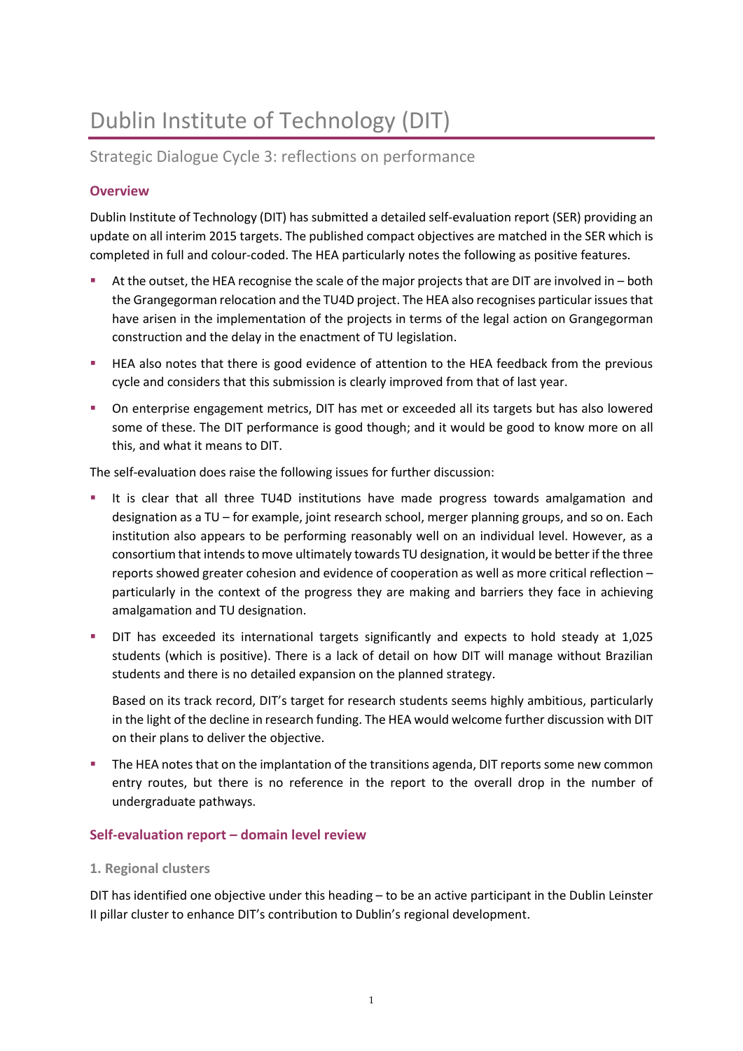# Dublin Institute of Technology (DIT)

## Strategic Dialogue Cycle 3: reflections on performance

### Overview

Dublin Institute of Technology (DIT) has submitted a detailed self-evaluation report (SER) providing an update on all interim 2015 targets. The published compact objectives are matched in the SER which is completed in full and colour-coded. The HEA particularly notes the following as positive features.

- At the outset, the HEA recognise the scale of the major projects that are DIT are involved in – both the Grangegorman relocation and the TU4D project. The HEA also recognises particular issues that have arisen in the implementation of the projects in terms of the legal action on Grangegorman construction and the delay in the enactment of TU legislation.
- HEA also notes that there is good evidence of attention to the HEA feedback from the previous cycle and considers that this submission is clearly improved from that of last year.
- On enterprise engagement metrics, DIT has met or exceeded all its targets but has also lowered some of these. The DIT performance is good though; and it would be good to know more on all this, and what it means to DIT.

The self-evaluation does raise the following issues for further discussion:

- It is clear that all three TU4D institutions have made progress towards amalgamation and designation as a TU – for example, joint research school, merger planning groups, and so on. Each institution also appears to be performing reasonably well on an individual level. However, as a consortium that intends to move ultimately towards TU designation, it would be better if the three reports showed greater cohesion and evidence of cooperation as well as more critical reflection – particularly in the context of the progress they are making and barriers they face in achieving amalgamation and TU designation.
- DIT has exceeded its international targets significantly and expects to hold steady at 1,025 students (which is positive). There is a lack of detail on how DIT will manage without Brazilian students and there is no detailed expansion on the planned strategy.

  Based on its track record, DIT's target for research students seems highly ambitious, particularly in the light of the decline in research funding. The HEA would welcome further discussion with DIT on their plans to deliver the objective.
- The HEA notes that on the implantation of the transitions agenda, DIT reports some new common entry routes, but there is no reference in the report to the overall drop in the number of undergraduate pathways.

### Self-evaluation report – domain level review

#### 1. Regional clusters

DIT has identified one objective under this heading – to be an active participant in the Dublin Leinster II pillar cluster to enhance DIT's contribution to Dublin's regional development.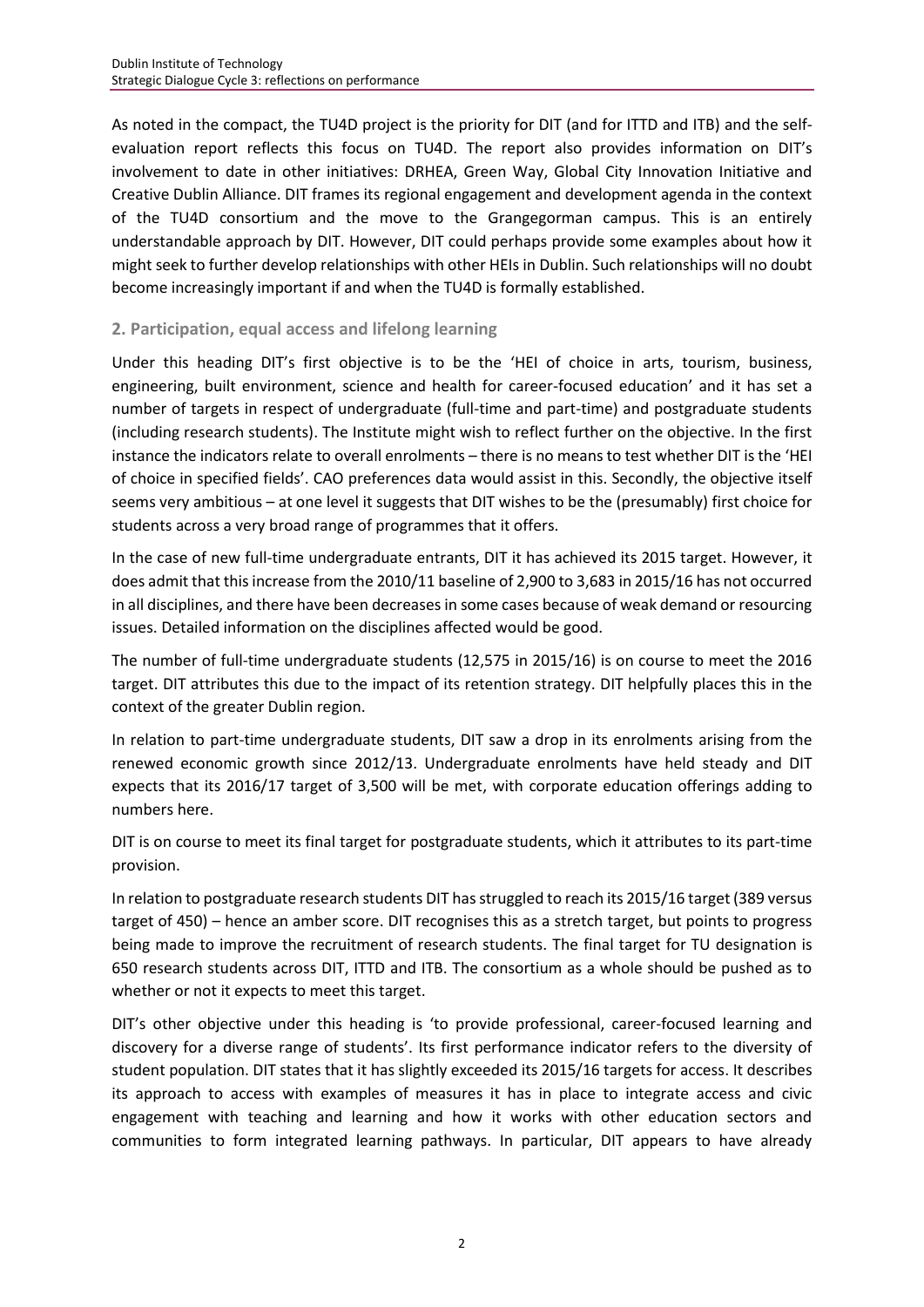As noted in the compact, the TU4D project is the priority for DIT (and for ITTD and ITB) and the self-evaluation report reflects this focus on TU4D. The report also provides information on DIT's involvement to date in other initiatives: DRHEA, Green Way, Global City Innovation Initiative and Creative Dublin Alliance. DIT frames its regional engagement and development agenda in the context of the TU4D consortium and the move to the Grangegorman campus. This is an entirely understandable approach by DIT. However, DIT could perhaps provide some examples about how it might seek to further develop relationships with other HEIs in Dublin. Such relationships will no doubt become increasingly important if and when the TU4D is formally established.

## 2. Participation, equal access and lifelong learning

Under this heading DIT's first objective is to be the 'HEI of choice in arts, tourism, business, engineering, built environment, science and health for career-focused education' and it has set a number of targets in respect of undergraduate (full-time and part-time) and postgraduate students (including research students). The Institute might wish to reflect further on the objective. In the first instance the indicators relate to overall enrolments – there is no means to test whether DIT is the 'HEI of choice in specified fields'. CAO preferences data would assist in this. Secondly, the objective itself seems very ambitious – at one level it suggests that DIT wishes to be the (presumably) first choice for students across a very broad range of programmes that it offers.

In the case of new full-time undergraduate entrants, DIT it has achieved its 2015 target. However, it does admit that this increase from the 2010/11 baseline of 2,900 to 3,683 in 2015/16 has not occurred in all disciplines, and there have been decreases in some cases because of weak demand or resourcing issues. Detailed information on the disciplines affected would be good.

The number of full-time undergraduate students (12,575 in 2015/16) is on course to meet the 2016 target. DIT attributes this due to the impact of its retention strategy. DIT helpfully places this in the context of the greater Dublin region.

In relation to part-time undergraduate students, DIT saw a drop in its enrolments arising from the renewed economic growth since 2012/13. Undergraduate enrolments have held steady and DIT expects that its 2016/17 target of 3,500 will be met, with corporate education offerings adding to numbers here.

DIT is on course to meet its final target for postgraduate students, which it attributes to its part-time provision.

In relation to postgraduate research students DIT has struggled to reach its 2015/16 target (389 versus target of 450) – hence an amber score. DIT recognises this as a stretch target, but points to progress being made to improve the recruitment of research students. The final target for TU designation is 650 research students across DIT, ITTD and ITB. The consortium as a whole should be pushed as to whether or not it expects to meet this target.

DIT's other objective under this heading is 'to provide professional, career-focused learning and discovery for a diverse range of students'. Its first performance indicator refers to the diversity of student population. DIT states that it has slightly exceeded its 2015/16 targets for access. It describes its approach to access with examples of measures it has in place to integrate access and civic engagement with teaching and learning and how it works with other education sectors and communities to form integrated learning pathways. In particular, DIT appears to have already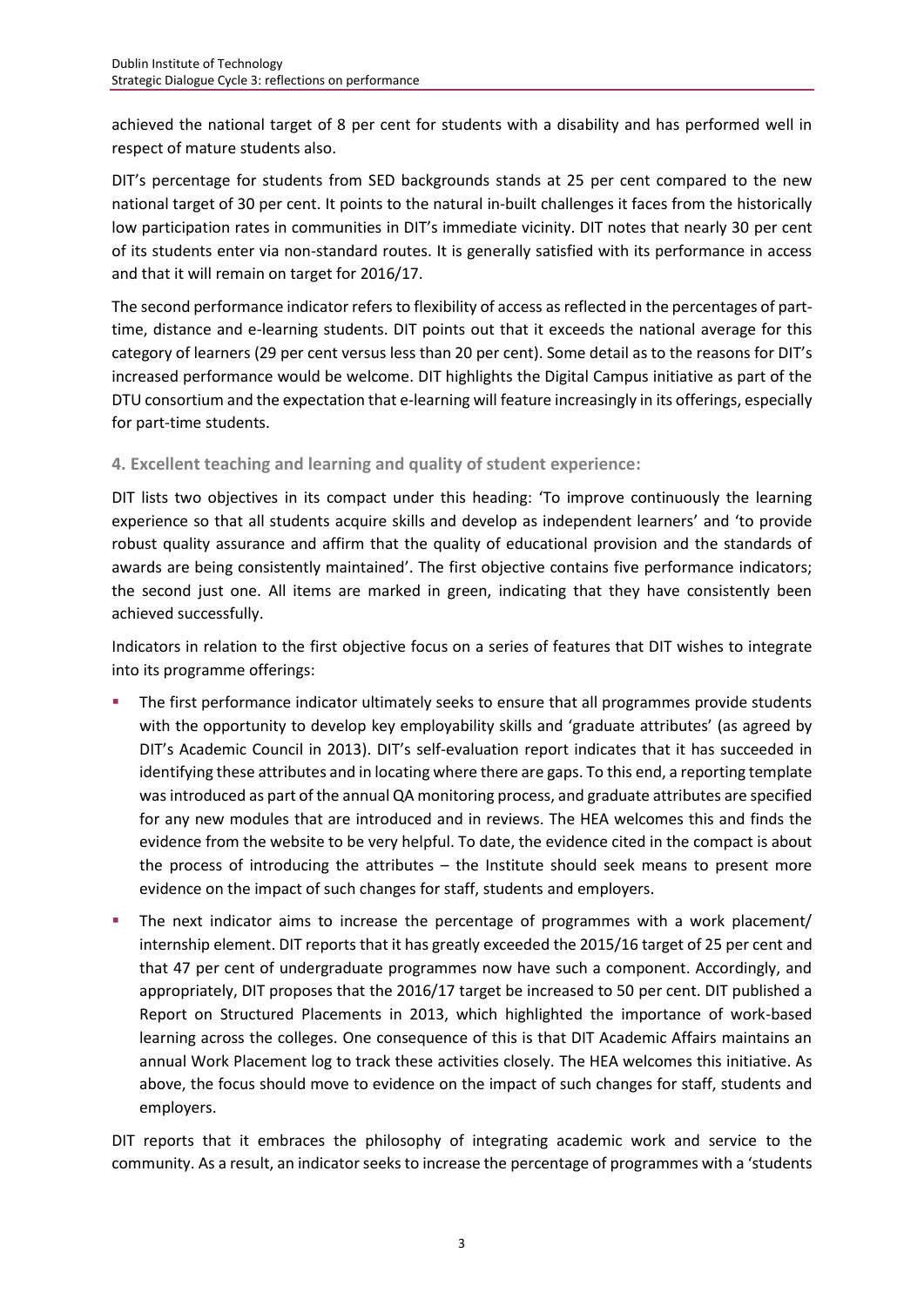achieved the national target of 8 per cent for students with a disability and has performed well in respect of mature students also.

DIT's percentage for students from SED backgrounds stands at 25 per cent compared to the new national target of 30 per cent. It points to the natural in-built challenges it faces from the historically low participation rates in communities in DIT's immediate vicinity. DIT notes that nearly 30 per cent of its students enter via non-standard routes. It is generally satisfied with its performance in access and that it will remain on target for 2016/17.

The second performance indicator refers to flexibility of access as reflected in the percentages of part-time, distance and e-learning students. DIT points out that it exceeds the national average for this category of learners (29 per cent versus less than 20 per cent). Some detail as to the reasons for DIT's increased performance would be welcome. DIT highlights the Digital Campus initiative as part of the DTU consortium and the expectation that e-learning will feature increasingly in its offerings, especially for part-time students.

### 4. Excellent teaching and learning and quality of student experience:

DIT lists two objectives in its compact under this heading: 'To improve continuously the learning experience so that all students acquire skills and develop as independent learners' and 'to provide robust quality assurance and affirm that the quality of educational provision and the standards of awards are being consistently maintained'. The first objective contains five performance indicators; the second just one. All items are marked in green, indicating that they have consistently been achieved successfully.

Indicators in relation to the first objective focus on a series of features that DIT wishes to integrate into its programme offerings:

- The first performance indicator ultimately seeks to ensure that all programmes provide students with the opportunity to develop key employability skills and 'graduate attributes' (as agreed by DIT's Academic Council in 2013). DIT's self-evaluation report indicates that it has succeeded in identifying these attributes and in locating where there are gaps. To this end, a reporting template was introduced as part of the annual QA monitoring process, and graduate attributes are specified for any new modules that are introduced and in reviews. The HEA welcomes this and finds the evidence from the website to be very helpful. To date, the evidence cited in the compact is about the process of introducing the attributes – the Institute should seek means to present more evidence on the impact of such changes for staff, students and employers.
- The next indicator aims to increase the percentage of programmes with a work placement/ internship element. DIT reports that it has greatly exceeded the 2015/16 target of 25 per cent and that 47 per cent of undergraduate programmes now have such a component. Accordingly, and appropriately, DIT proposes that the 2016/17 target be increased to 50 per cent. DIT published a Report on Structured Placements in 2013, which highlighted the importance of work-based learning across the colleges. One consequence of this is that DIT Academic Affairs maintains an annual Work Placement log to track these activities closely. The HEA welcomes this initiative. As above, the focus should move to evidence on the impact of such changes for staff, students and employers.

DIT reports that it embraces the philosophy of integrating academic work and service to the community. As a result, an indicator seeks to increase the percentage of programmes with a 'students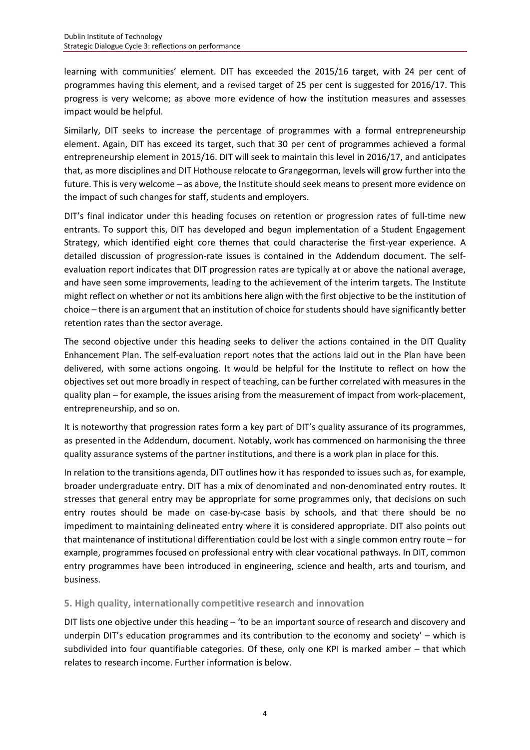learning with communities' element. DIT has exceeded the 2015/16 target, with 24 per cent of programmes having this element, and a revised target of 25 per cent is suggested for 2016/17. This progress is very welcome; as above more evidence of how the institution measures and assesses impact would be helpful.

Similarly, DIT seeks to increase the percentage of programmes with a formal entrepreneurship element. Again, DIT has exceed its target, such that 30 per cent of programmes achieved a formal entrepreneurship element in 2015/16. DIT will seek to maintain this level in 2016/17, and anticipates that, as more disciplines and DIT Hothouse relocate to Grangegorman, levels will grow further into the future. This is very welcome – as above, the Institute should seek means to present more evidence on the impact of such changes for staff, students and employers.

DIT's final indicator under this heading focuses on retention or progression rates of full-time new entrants. To support this, DIT has developed and begun implementation of a Student Engagement Strategy, which identified eight core themes that could characterise the first-year experience. A detailed discussion of progression-rate issues is contained in the Addendum document. The self-evaluation report indicates that DIT progression rates are typically at or above the national average, and have seen some improvements, leading to the achievement of the interim targets. The Institute might reflect on whether or not its ambitions here align with the first objective to be the institution of choice – there is an argument that an institution of choice for students should have significantly better retention rates than the sector average.

The second objective under this heading seeks to deliver the actions contained in the DIT Quality Enhancement Plan. The self-evaluation report notes that the actions laid out in the Plan have been delivered, with some actions ongoing. It would be helpful for the Institute to reflect on how the objectives set out more broadly in respect of teaching, can be further correlated with measures in the quality plan – for example, the issues arising from the measurement of impact from work-placement, entrepreneurship, and so on.

It is noteworthy that progression rates form a key part of DIT's quality assurance of its programmes, as presented in the Addendum, document. Notably, work has commenced on harmonising the three quality assurance systems of the partner institutions, and there is a work plan in place for this.

In relation to the transitions agenda, DIT outlines how it has responded to issues such as, for example, broader undergraduate entry. DIT has a mix of denominated and non-denominated entry routes. It stresses that general entry may be appropriate for some programmes only, that decisions on such entry routes should be made on case-by-case basis by schools, and that there should be no impediment to maintaining delineated entry where it is considered appropriate. DIT also points out that maintenance of institutional differentiation could be lost with a single common entry route – for example, programmes focused on professional entry with clear vocational pathways. In DIT, common entry programmes have been introduced in engineering, science and health, arts and tourism, and business.

## 5. High quality, internationally competitive research and innovation

DIT lists one objective under this heading – 'to be an important source of research and discovery and underpin DIT's education programmes and its contribution to the economy and society' – which is subdivided into four quantifiable categories. Of these, only one KPI is marked amber – that which relates to research income. Further information is below.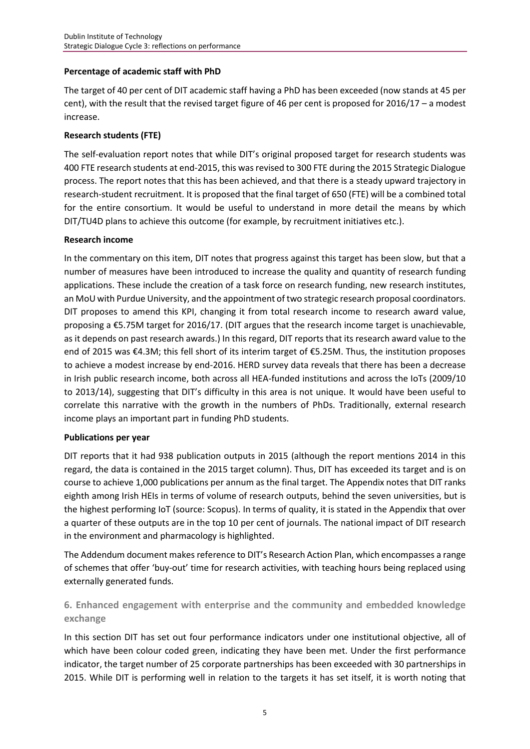**Percentage of academic staff with PhD**

The target of 40 per cent of DIT academic staff having a PhD has been exceeded (now stands at 45 per cent), with the result that the revised target figure of 46 per cent is proposed for 2016/17 – a modest increase.

**Research students (FTE)**

The self-evaluation report notes that while DIT's original proposed target for research students was 400 FTE research students at end-2015, this was revised to 300 FTE during the 2015 Strategic Dialogue process. The report notes that this has been achieved, and that there is a steady upward trajectory in research-student recruitment. It is proposed that the final target of 650 (FTE) will be a combined total for the entire consortium. It would be useful to understand in more detail the means by which DIT/TU4D plans to achieve this outcome (for example, by recruitment initiatives etc.).

**Research income**

In the commentary on this item, DIT notes that progress against this target has been slow, but that a number of measures have been introduced to increase the quality and quantity of research funding applications. These include the creation of a task force on research funding, new research institutes, an MoU with Purdue University, and the appointment of two strategic research proposal coordinators. DIT proposes to amend this KPI, changing it from total research income to research award value, proposing a €5.75M target for 2016/17. (DIT argues that the research income target is unachievable, as it depends on past research awards.) In this regard, DIT reports that its research award value to the end of 2015 was €4.3M; this fell short of its interim target of €5.25M. Thus, the institution proposes to achieve a modest increase by end-2016. HERD survey data reveals that there has been a decrease in Irish public research income, both across all HEA-funded institutions and across the IoTs (2009/10 to 2013/14), suggesting that DIT's difficulty in this area is not unique. It would have been useful to correlate this narrative with the growth in the numbers of PhDs. Traditionally, external research income plays an important part in funding PhD students.

**Publications per year**

DIT reports that it had 938 publication outputs in 2015 (although the report mentions 2014 in this regard, the data is contained in the 2015 target column). Thus, DIT has exceeded its target and is on course to achieve 1,000 publications per annum as the final target. The Appendix notes that DIT ranks eighth among Irish HEIs in terms of volume of research outputs, behind the seven universities, but is the highest performing IoT (source: Scopus). In terms of quality, it is stated in the Appendix that over a quarter of these outputs are in the top 10 per cent of journals. The national impact of DIT research in the environment and pharmacology is highlighted.

The Addendum document makes reference to DIT's Research Action Plan, which encompasses a range of schemes that offer 'buy-out' time for research activities, with teaching hours being replaced using externally generated funds.

## 6. Enhanced engagement with enterprise and the community and embedded knowledge exchange

In this section DIT has set out four performance indicators under one institutional objective, all of which have been colour coded green, indicating they have been met. Under the first performance indicator, the target number of 25 corporate partnerships has been exceeded with 30 partnerships in 2015. While DIT is performing well in relation to the targets it has set itself, it is worth noting that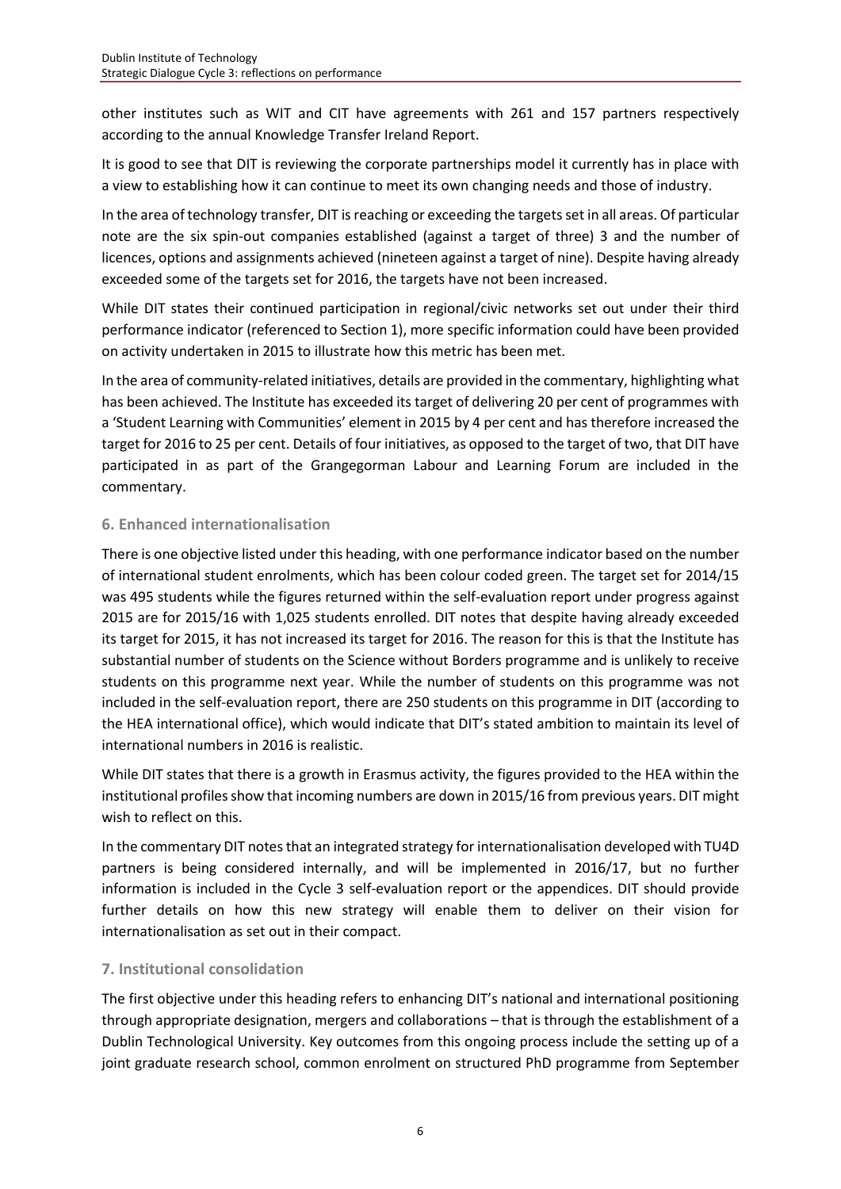other institutes such as WIT and CIT have agreements with 261 and 157 partners respectively according to the annual Knowledge Transfer Ireland Report.

It is good to see that DIT is reviewing the corporate partnerships model it currently has in place with a view to establishing how it can continue to meet its own changing needs and those of industry.

In the area of technology transfer, DIT is reaching or exceeding the targets set in all areas. Of particular note are the six spin-out companies established (against a target of three) 3 and the number of licences, options and assignments achieved (nineteen against a target of nine). Despite having already exceeded some of the targets set for 2016, the targets have not been increased.

While DIT states their continued participation in regional/civic networks set out under their third performance indicator (referenced to Section 1), more specific information could have been provided on activity undertaken in 2015 to illustrate how this metric has been met.

In the area of community-related initiatives, details are provided in the commentary, highlighting what has been achieved. The Institute has exceeded its target of delivering 20 per cent of programmes with a 'Student Learning with Communities' element in 2015 by 4 per cent and has therefore increased the target for 2016 to 25 per cent. Details of four initiatives, as opposed to the target of two, that DIT have participated in as part of the Grangegorman Labour and Learning Forum are included in the commentary.

### 6. Enhanced internationalisation

There is one objective listed under this heading, with one performance indicator based on the number of international student enrolments, which has been colour coded green. The target set for 2014/15 was 495 students while the figures returned within the self-evaluation report under progress against 2015 are for 2015/16 with 1,025 students enrolled. DIT notes that despite having already exceeded its target for 2015, it has not increased its target for 2016. The reason for this is that the Institute has substantial number of students on the Science without Borders programme and is unlikely to receive students on this programme next year. While the number of students on this programme was not included in the self-evaluation report, there are 250 students on this programme in DIT (according to the HEA international office), which would indicate that DIT's stated ambition to maintain its level of international numbers in 2016 is realistic.

While DIT states that there is a growth in Erasmus activity, the figures provided to the HEA within the institutional profiles show that incoming numbers are down in 2015/16 from previous years. DIT might wish to reflect on this.

In the commentary DIT notes that an integrated strategy for internationalisation developed with TU4D partners is being considered internally, and will be implemented in 2016/17, but no further information is included in the Cycle 3 self-evaluation report or the appendices. DIT should provide further details on how this new strategy will enable them to deliver on their vision for internationalisation as set out in their compact.

### 7. Institutional consolidation

The first objective under this heading refers to enhancing DIT's national and international positioning through appropriate designation, mergers and collaborations – that is through the establishment of a Dublin Technological University. Key outcomes from this ongoing process include the setting up of a joint graduate research school, common enrolment on structured PhD programme from September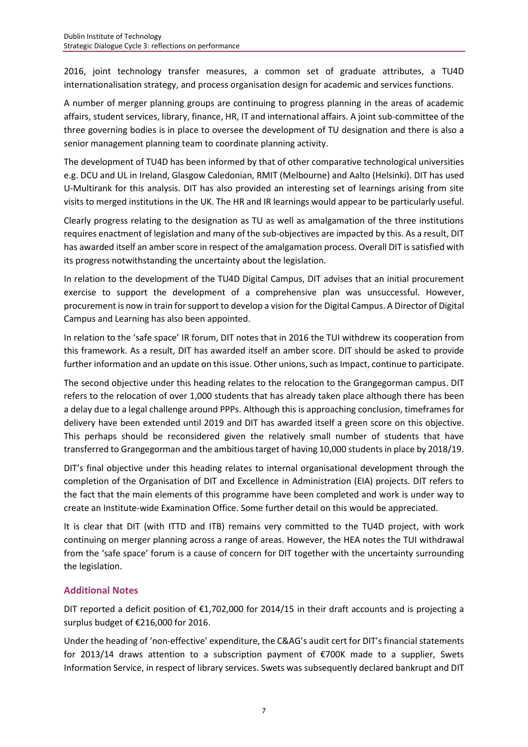2016, joint technology transfer measures, a common set of graduate attributes, a TU4D internationalisation strategy, and process organisation design for academic and services functions.

A number of merger planning groups are continuing to progress planning in the areas of academic affairs, student services, library, finance, HR, IT and international affairs. A joint sub-committee of the three governing bodies is in place to oversee the development of TU designation and there is also a senior management planning team to coordinate planning activity.

The development of TU4D has been informed by that of other comparative technological universities e.g. DCU and UL in Ireland, Glasgow Caledonian, RMIT (Melbourne) and Aalto (Helsinki). DIT has used U-Multirank for this analysis. DIT has also provided an interesting set of learnings arising from site visits to merged institutions in the UK. The HR and IR learnings would appear to be particularly useful.

Clearly progress relating to the designation as TU as well as amalgamation of the three institutions requires enactment of legislation and many of the sub-objectives are impacted by this. As a result, DIT has awarded itself an amber score in respect of the amalgamation process. Overall DIT is satisfied with its progress notwithstanding the uncertainty about the legislation.

In relation to the development of the TU4D Digital Campus, DIT advises that an initial procurement exercise to support the development of a comprehensive plan was unsuccessful. However, procurement is now in train for support to develop a vision for the Digital Campus. A Director of Digital Campus and Learning has also been appointed.

In relation to the 'safe space' IR forum, DIT notes that in 2016 the TUI withdrew its cooperation from this framework. As a result, DIT has awarded itself an amber score. DIT should be asked to provide further information and an update on this issue. Other unions, such as Impact, continue to participate.

The second objective under this heading relates to the relocation to the Grangegorman campus. DIT refers to the relocation of over 1,000 students that has already taken place although there has been a delay due to a legal challenge around PPPs. Although this is approaching conclusion, timeframes for delivery have been extended until 2019 and DIT has awarded itself a green score on this objective. This perhaps should be reconsidered given the relatively small number of students that have transferred to Grangegorman and the ambitious target of having 10,000 students in place by 2018/19.

DIT's final objective under this heading relates to internal organisational development through the completion of the Organisation of DIT and Excellence in Administration (EIA) projects. DIT refers to the fact that the main elements of this programme have been completed and work is under way to create an Institute-wide Examination Office. Some further detail on this would be appreciated.

It is clear that DIT (with ITTD and ITB) remains very committed to the TU4D project, with work continuing on merger planning across a range of areas. However, the HEA notes the TUI withdrawal from the 'safe space' forum is a cause of concern for DIT together with the uncertainty surrounding the legislation.

## Additional Notes

DIT reported a deficit position of €1,702,000 for 2014/15 in their draft accounts and is projecting a surplus budget of €216,000 for 2016.

Under the heading of 'non-effective' expenditure, the C&AG's audit cert for DIT's financial statements for 2013/14 draws attention to a subscription payment of €700K made to a supplier, Swets Information Service, in respect of library services. Swets was subsequently declared bankrupt and DIT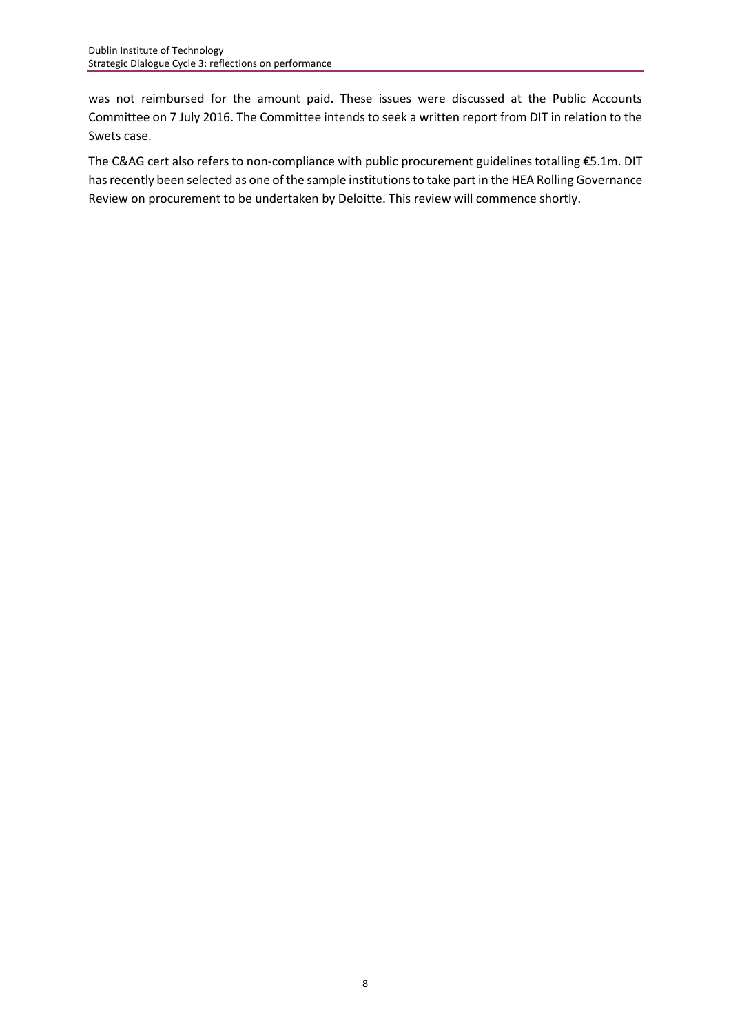was not reimbursed for the amount paid. These issues were discussed at the Public Accounts Committee on 7 July 2016. The Committee intends to seek a written report from DIT in relation to the Swets case.

The C&AG cert also refers to non-compliance with public procurement guidelines totalling €5.1m. DIT has recently been selected as one of the sample institutions to take part in the HEA Rolling Governance Review on procurement to be undertaken by Deloitte. This review will commence shortly.